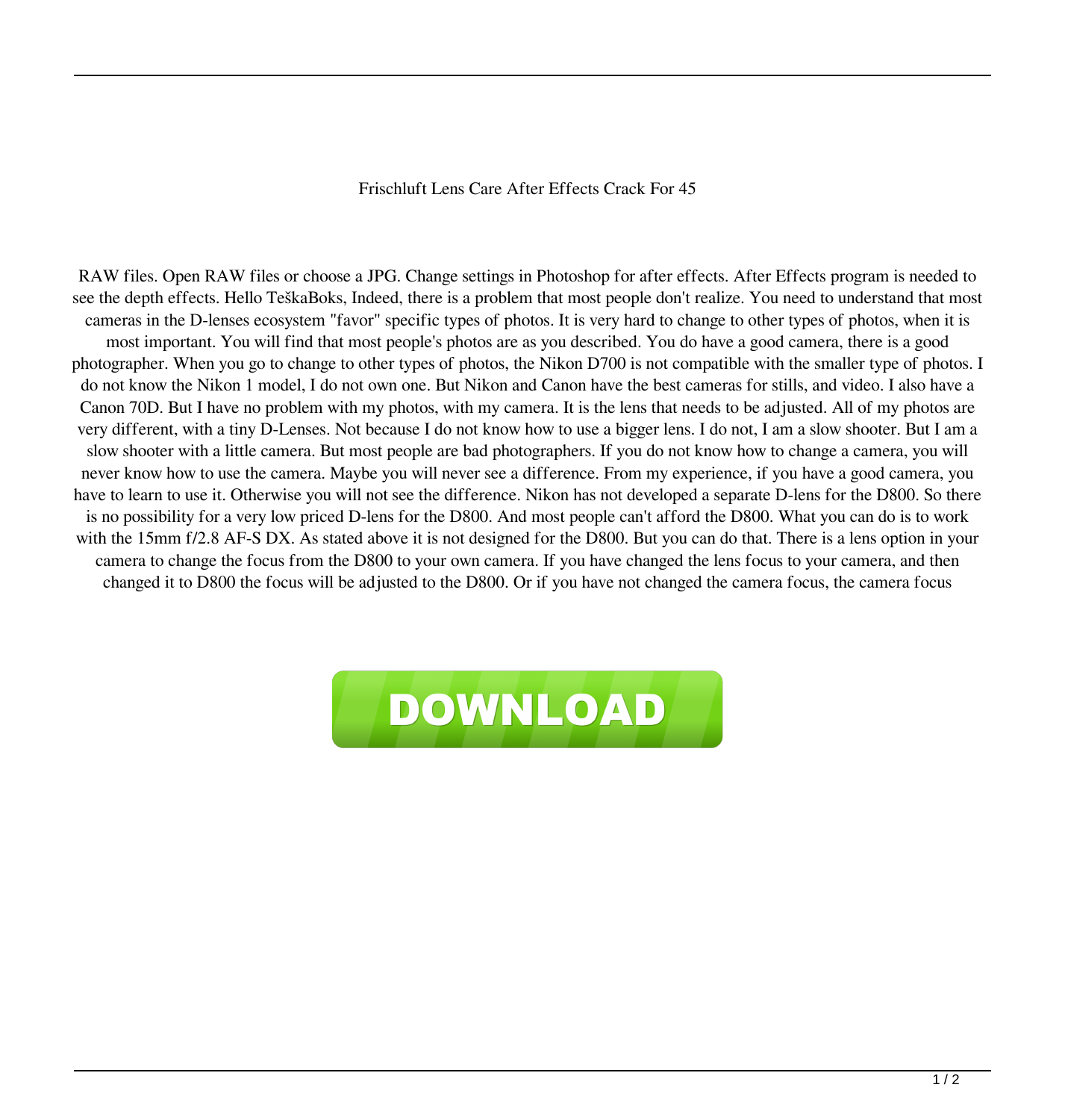Frischluft Lens Care After Effects Crack For 45

RAW files. Open RAW files or choose a JPG. Change settings in Photoshop for after effects. After Effects program is needed to see the depth effects. Hello TeškaBoks, Indeed, there is a problem that most people don't realize. You need to understand that most cameras in the D-lenses ecosystem "favor" specific types of photos. It is very hard to change to other types of photos, when it is most important. You will find that most people's photos are as you described. You do have a good camera, there is a good photographer. When you go to change to other types of photos, the Nikon D700 is not compatible with the smaller type of photos. I do not know the Nikon 1 model, I do not own one. But Nikon and Canon have the best cameras for stills, and video. I also have a Canon 70D. But I have no problem with my photos, with my camera. It is the lens that needs to be adjusted. All of my photos are very different, with a tiny D-Lenses. Not because I do not know how to use a bigger lens. I do not, I am a slow shooter. But I am a slow shooter with a little camera. But most people are bad photographers. If you do not know how to change a camera, you will never know how to use the camera. Maybe you will never see a difference. From my experience, if you have a good camera, you have to learn to use it. Otherwise you will not see the difference. Nikon has not developed a separate D-lens for the D800. So there is no possibility for a very low priced D-lens for the D800. And most people can't afford the D800. What you can do is to work with the 15mm f/2.8 AF-S DX. As stated above it is not designed for the D800. But you can do that. There is a lens option in your camera to change the focus from the D800 to your own camera. If you have changed the lens focus to your camera, and then changed it to D800 the focus will be adjusted to the D800. Or if you have not changed the camera focus, the camera focus

DOWNLOAD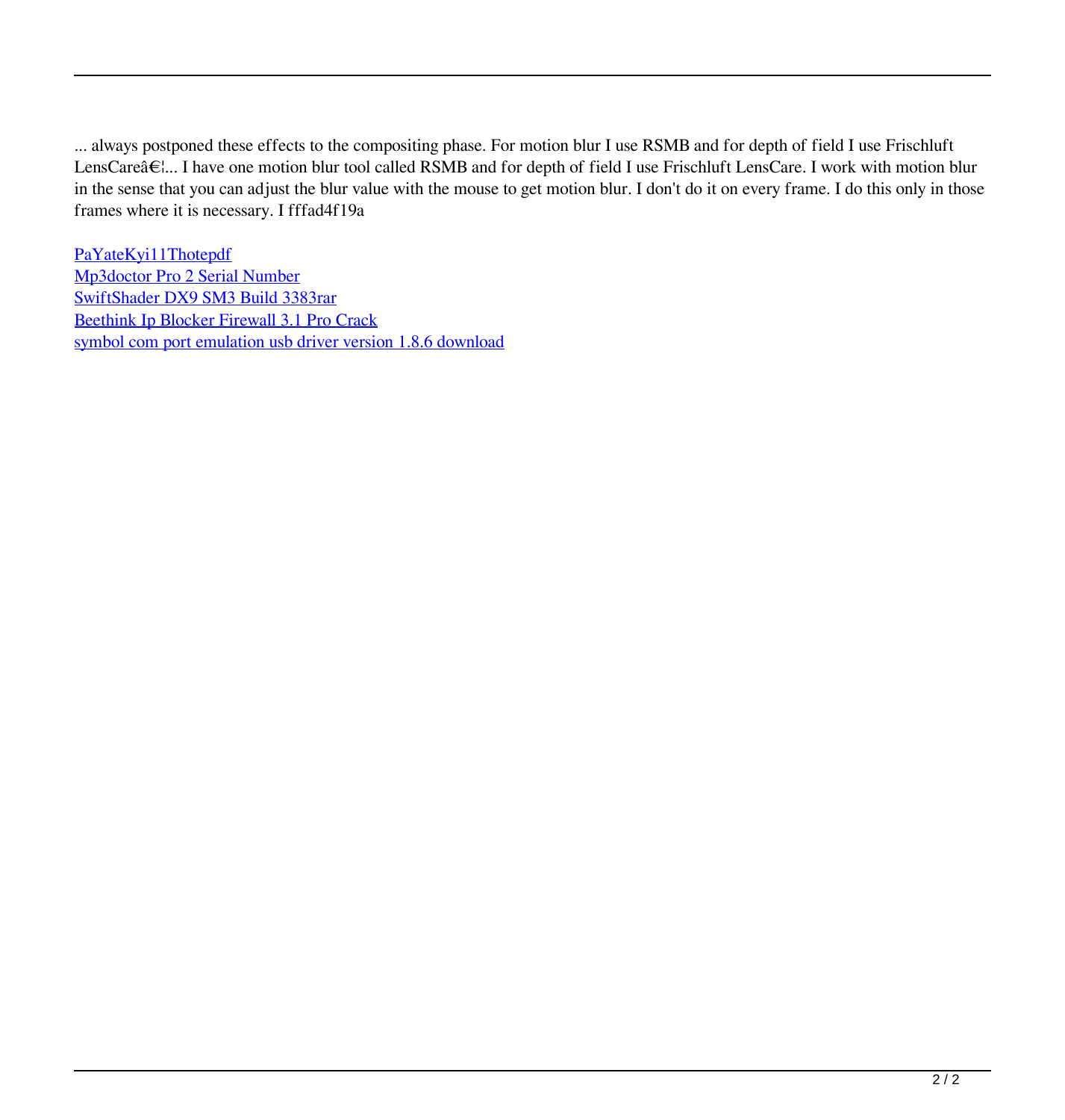... always postponed these effects to the compositing phase. For motion blur I use RSMB and for depth of field I use Frischluft LensCareâ€¦... I have one motion blur tool called RSMB and for depth of field I use Frischluft LensCare. I work with motion blur in the sense that you can adjust the blur value with the mouse to get motion blur. I don't do it on every frame. I do this only in those frames where it is necessary. I fffad4f19a

PaYateKyi11Thotepdf
Mp3doctor Pro 2 Serial Number
SwiftShader DX9 SM3 Build 3383rar
Beethink Ip Blocker Firewall 3.1 Pro Crack
symbol com port emulation usb driver version 1.8.6 download